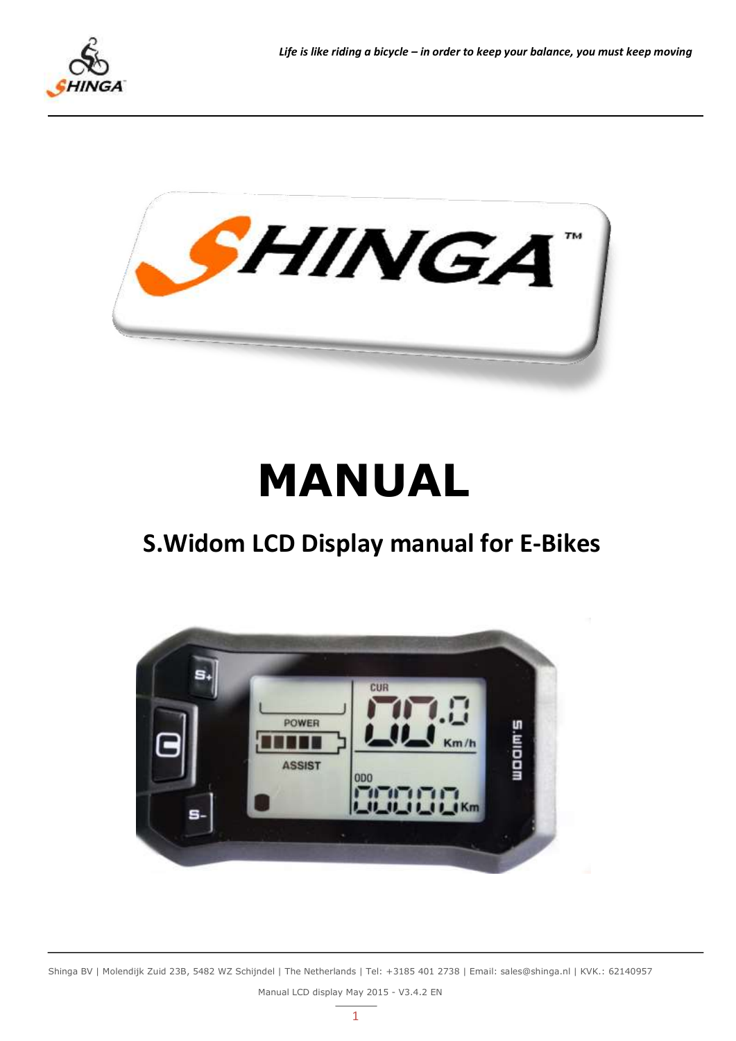# MANUAL

## S.Widom LCD Display manual for E-Bikes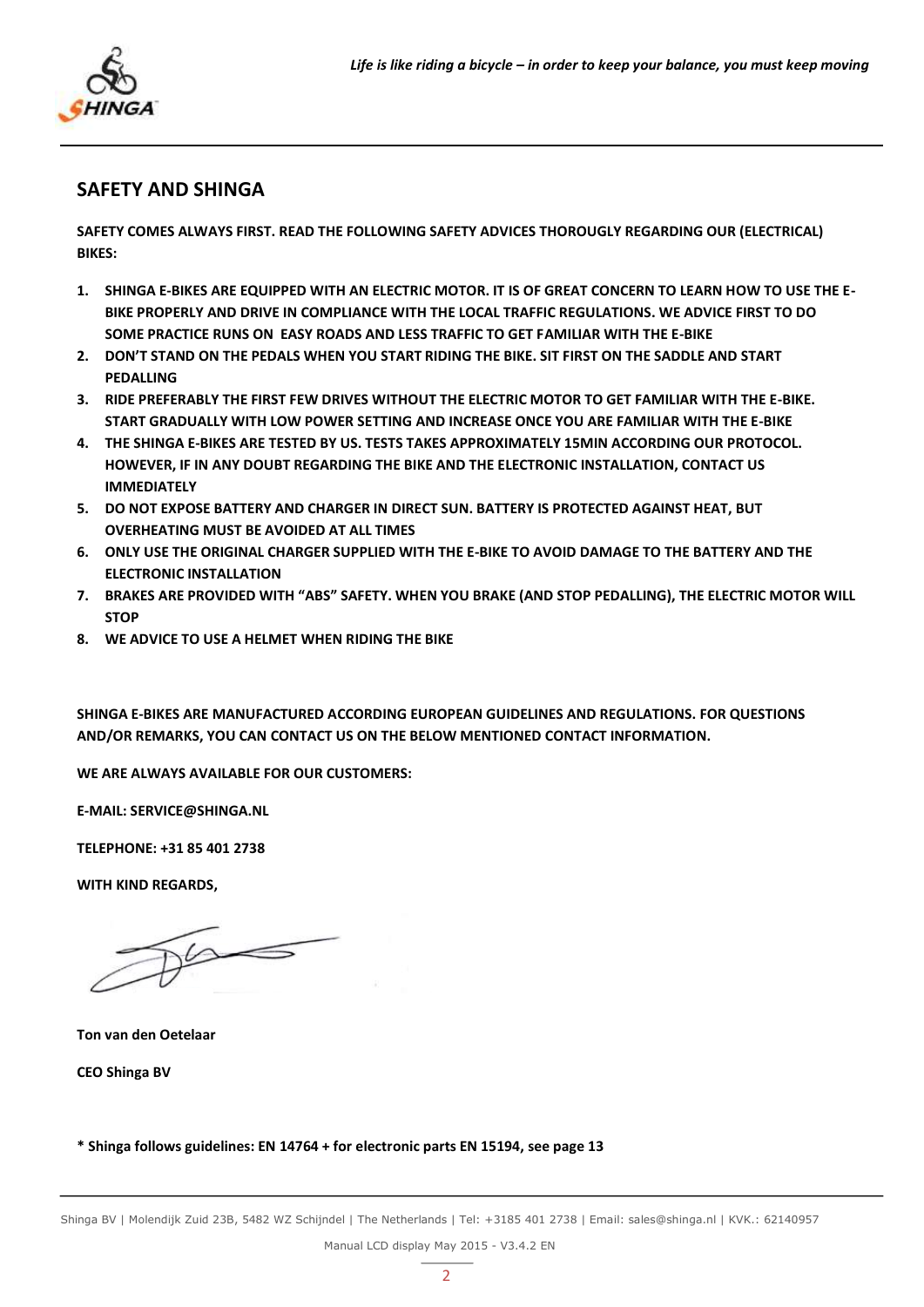## SAFETY AND SHINGA

**SAFETY COMES ALWAYS FIRST. READ THE FOLLOWING SAFETY ADVICES THOROUGLY REGARDING OUR (ELECTRICAL) BIKES:**

1. **SHINGA E-BIKES ARE EQUIPPED WITH AN ELECTRIC MOTOR. IT IS OF GREAT CONCERN TO LEARN HOW TO USE THE E-BIKE PROPERLY AND DRIVE IN COMPLIANCE WITH THE LOCAL TRAFFIC REGULATIONS. WE ADVICE FIRST TO DO SOME PRACTICE RUNS ON EASY ROADS AND LESS TRAFFIC TO GET FAMILIAR WITH THE E-BIKE**
2. **DON'T STAND ON THE PEDALS WHEN YOU START RIDING THE BIKE. SIT FIRST ON THE SADDLE AND START PEDALLING**
3. **RIDE PREFERABLY THE FIRST FEW DRIVES WITHOUT THE ELECTRIC MOTOR TO GET FAMILIAR WITH THE E-BIKE. START GRADUALLY WITH LOW POWER SETTING AND INCREASE ONCE YOU ARE FAMILIAR WITH THE E-BIKE**
4. **THE SHINGA E-BIKES ARE TESTED BY US. TESTS TAKES APPROXIMATELY 15MIN ACCORDING OUR PROTOCOL. HOWEVER, IF IN ANY DOUBT REGARDING THE BIKE AND THE ELECTRONIC INSTALLATION, CONTACT US IMMEDIATELY**
5. **DO NOT EXPOSE BATTERY AND CHARGER IN DIRECT SUN. BATTERY IS PROTECTED AGAINST HEAT, BUT OVERHEATING MUST BE AVOIDED AT ALL TIMES**
6. **ONLY USE THE ORIGINAL CHARGER SUPPLIED WITH THE E-BIKE TO AVOID DAMAGE TO THE BATTERY AND THE ELECTRONIC INSTALLATION**
7. **BRAKES ARE PROVIDED WITH "ABS" SAFETY. WHEN YOU BRAKE (AND STOP PEDALLING), THE ELECTRIC MOTOR WILL STOP**
8. **WE ADVICE TO USE A HELMET WHEN RIDING THE BIKE**

**SHINGA E-BIKES ARE MANUFACTURED ACCORDING EUROPEAN GUIDELINES AND REGULATIONS. FOR QUESTIONS AND/OR REMARKS, YOU CAN CONTACT US ON THE BELOW MENTIONED CONTACT INFORMATION.**

**WE ARE ALWAYS AVAILABLE FOR OUR CUSTOMERS:**

**E-MAIL: SERVICE@SHINGA.NL**

**TELEPHONE: +31 85 401 2738**

**WITH KIND REGARDS,**

**Ton van den Oetelaar**

**CEO Shinga BV**

**\* Shinga follows guidelines: EN 14764 + for electronic parts EN 15194, see page 13**

Shinga BV | Molendijk Zuid 23B, 5482 WZ Schijndel | The Netherlands | Tel: +3185 401 2738 | Email: sales@shinga.nl | KVK.: 62140957

Manual LCD display May 2015 - V3.4.2 EN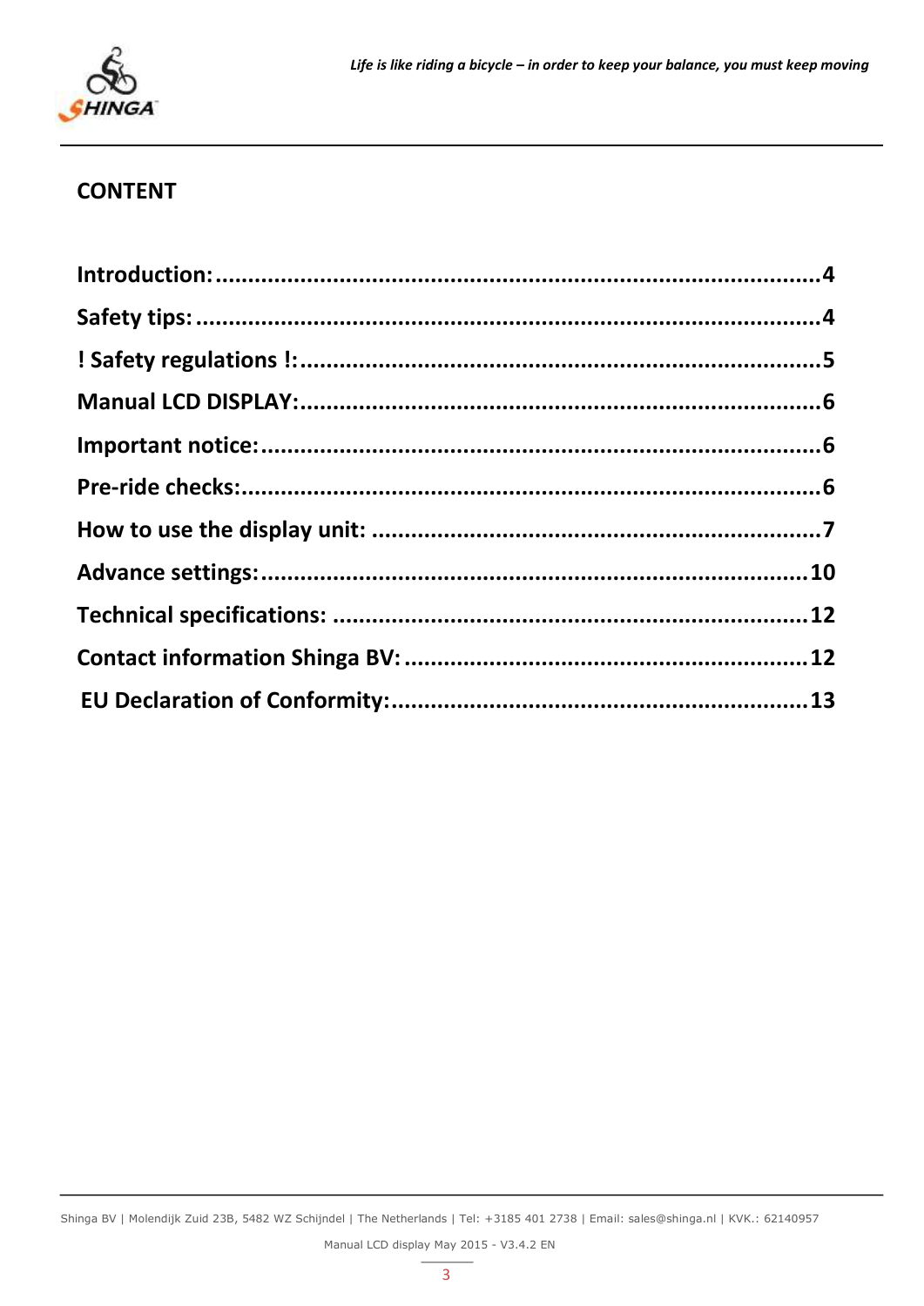## CONTENT

**Introduction:** ........................................................................................4

**Safety tips:** ............................................................................................4

**! Safety regulations !:** ...............................................................................5

**Manual LCD DISPLAY:** ..............................................................................6

**Important notice:** ....................................................................................6

**Pre-ride checks:** .......................................................................................6

**How to use the display unit:** .....................................................................7

**Advance settings:** ...................................................................................10

**Technical specifications:** .........................................................................12

**Contact information Shinga BV:** ..............................................................12

**EU Declaration of Conformity:** .................................................................13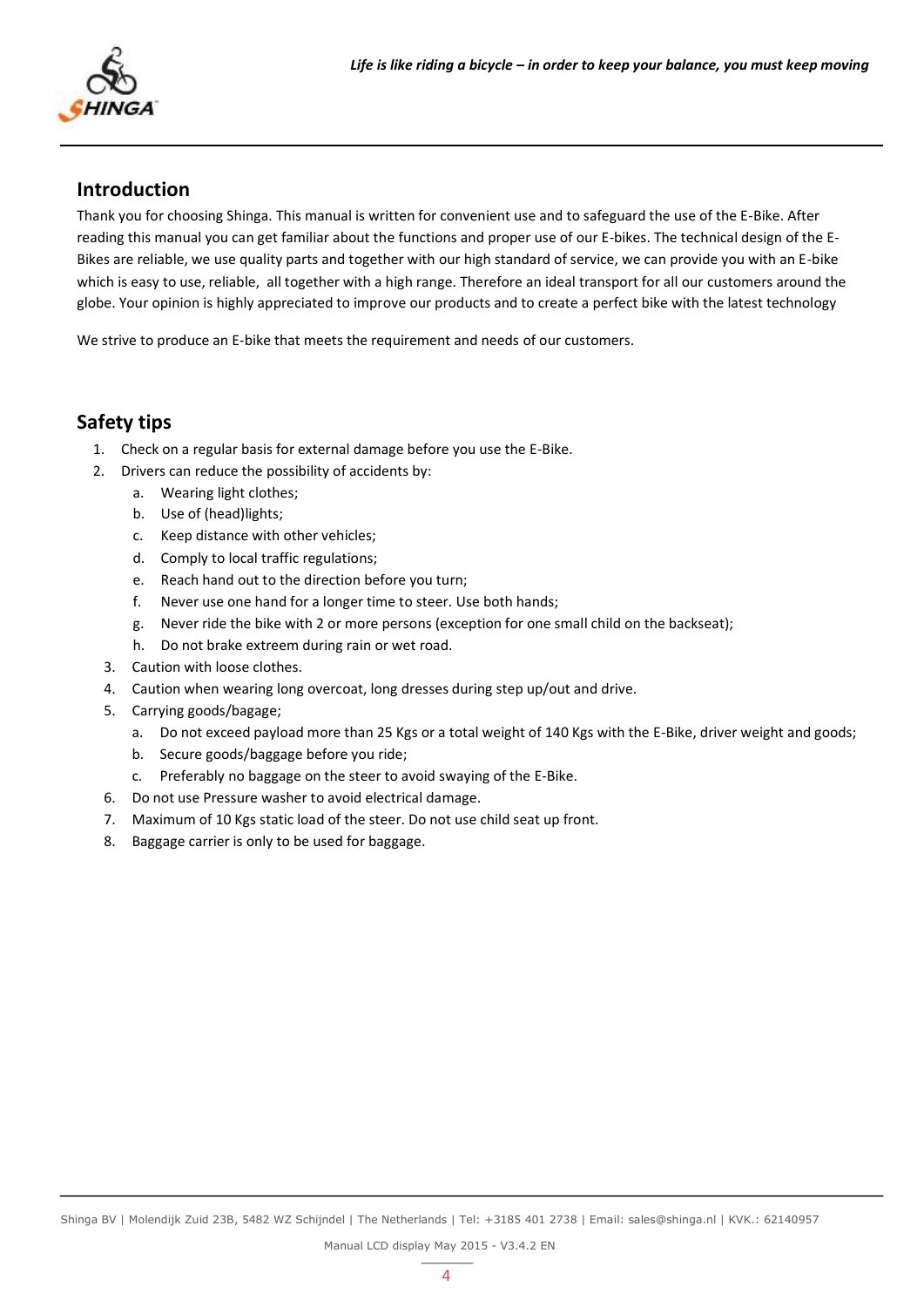## Introduction

Thank you for choosing Shinga. This manual is written for convenient use and to safeguard the use of the E-Bike. After reading this manual you can get familiar about the functions and proper use of our E-bikes. The technical design of the E-Bikes are reliable, we use quality parts and together with our high standard of service, we can provide you with an E-bike which is easy to use, reliable, all together with a high range. Therefore an ideal transport for all our customers around the globe. Your opinion is highly appreciated to improve our products and to create a perfect bike with the latest technology

We strive to produce an E-bike that meets the requirement and needs of our customers.

## Safety tips

1. Check on a regular basis for external damage before you use the E-Bike.
2. Drivers can reduce the possibility of accidents by:
   a. Wearing light clothes;
   b. Use of (head)lights;
   c. Keep distance with other vehicles;
   d. Comply to local traffic regulations;
   e. Reach hand out to the direction before you turn;
   f. Never use one hand for a longer time to steer. Use both hands;
   g. Never ride the bike with 2 or more persons (exception for one small child on the backseat);
   h. Do not brake extreem during rain or wet road.
3. Caution with loose clothes.
4. Caution when wearing long overcoat, long dresses during step up/out and drive.
5. Carrying goods/bagage;
   a. Do not exceed payload more than 25 Kgs or a total weight of 140 Kgs with the E-Bike, driver weight and goods;
   b. Secure goods/baggage before you ride;
   c. Preferably no baggage on the steer to avoid swaying of the E-Bike.
6. Do not use Pressure washer to avoid electrical damage.
7. Maximum of 10 Kgs static load of the steer. Do not use child seat up front.
8. Baggage carrier is only to be used for baggage.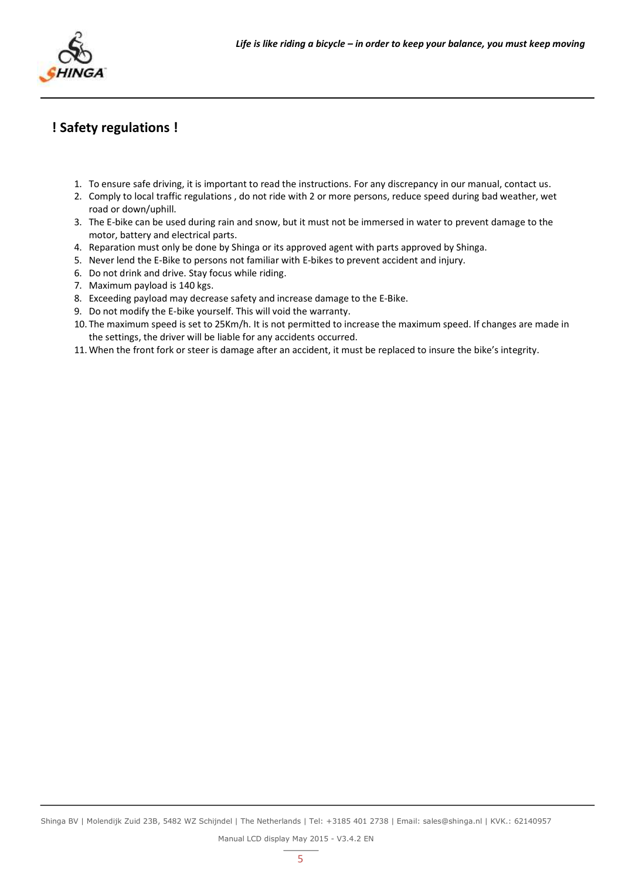## ! Safety regulations !

1. To ensure safe driving, it is important to read the instructions. For any discrepancy in our manual, contact us.
2. Comply to local traffic regulations , do not ride with 2 or more persons, reduce speed during bad weather, wet road or down/uphill.
3. The E-bike can be used during rain and snow, but it must not be immersed in water to prevent damage to the motor, battery and electrical parts.
4. Reparation must only be done by Shinga or its approved agent with parts approved by Shinga.
5. Never lend the E-Bike to persons not familiar with E-bikes to prevent accident and injury.
6. Do not drink and drive. Stay focus while riding.
7. Maximum payload is 140 kgs.
8. Exceeding payload may decrease safety and increase damage to the E-Bike.
9. Do not modify the E-bike yourself. This will void the warranty.
10. The maximum speed is set to 25Km/h. It is not permitted to increase the maximum speed. If changes are made in the settings, the driver will be liable for any accidents occurred.
11. When the front fork or steer is damage after an accident, it must be replaced to insure the bike's integrity.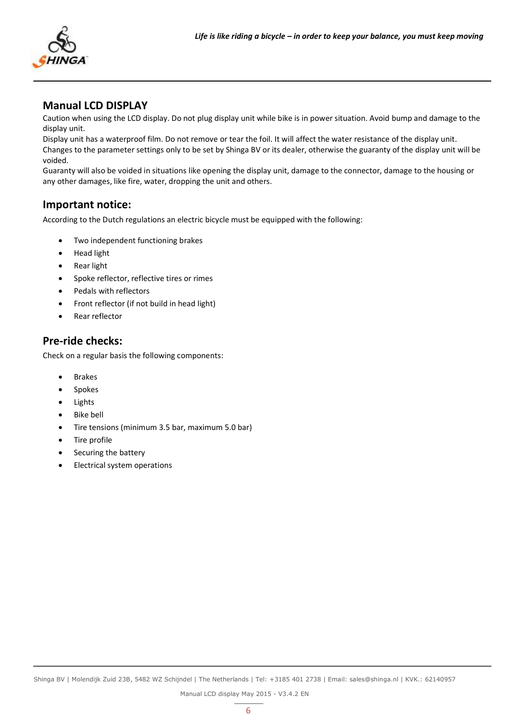## Manual LCD DISPLAY

Caution when using the LCD display. Do not plug display unit while bike is in power situation. Avoid bump and damage to the display unit.
Display unit has a waterproof film. Do not remove or tear the foil. It will affect the water resistance of the display unit.
Changes to the parameter settings only to be set by Shinga BV or its dealer, otherwise the guaranty of the display unit will be voided.
Guaranty will also be voided in situations like opening the display unit, damage to the connector, damage to the housing or any other damages, like fire, water, dropping the unit and others.

## Important notice:

According to the Dutch regulations an electric bicycle must be equipped with the following:

- Two independent functioning brakes
- Head light
- Rear light
- Spoke reflector, reflective tires or rimes
- Pedals with reflectors
- Front reflector (if not build in head light)
- Rear reflector

## Pre-ride checks:

Check on a regular basis the following components:

- Brakes
- Spokes
- Lights
- Bike bell
- Tire tensions (minimum 3.5 bar, maximum 5.0 bar)
- Tire profile
- Securing the battery
- Electrical system operations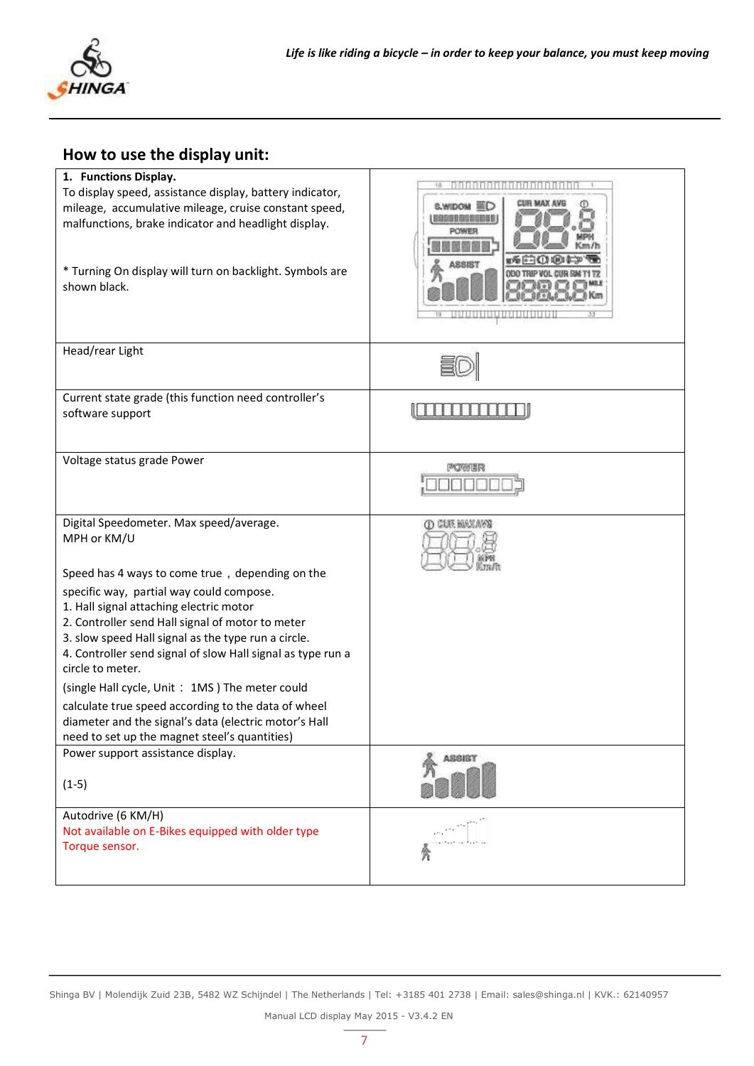## How to use the display unit:

| | |
|---|---|
| **1. Functions Display.**<br>To display speed, assistance display, battery indicator, mileage, accumulative mileage, cruise constant speed, malfunctions, brake indicator and headlight display.<br><br>* Turning On display will turn on backlight. Symbols are shown black. | |
| Head/rear Light | |
| Current state grade (this function need controller's software support | |
| Voltage status grade Power | |
| Digital Speedometer. Max speed/average.<br>MPH or KM/U<br><br>Speed has 4 ways to come true，depending on the specific way, partial way could compose.<br>1. Hall signal attaching electric motor<br>2. Controller send Hall signal of motor to meter<br>3. slow speed Hall signal as the type run a circle.<br>4. Controller send signal of slow Hall signal as type run a circle to meter.<br>(single Hall cycle, Unit： 1MS ) The meter could calculate true speed according to the data of wheel diameter and the signal's data (electric motor's Hall need to set up the magnet steel's quantities) | |
| Power support assistance display.<br><br>(1-5) | |
| Autodrive (6 KM/H)<br>Not available on E-Bikes equipped with older type Torque sensor. | |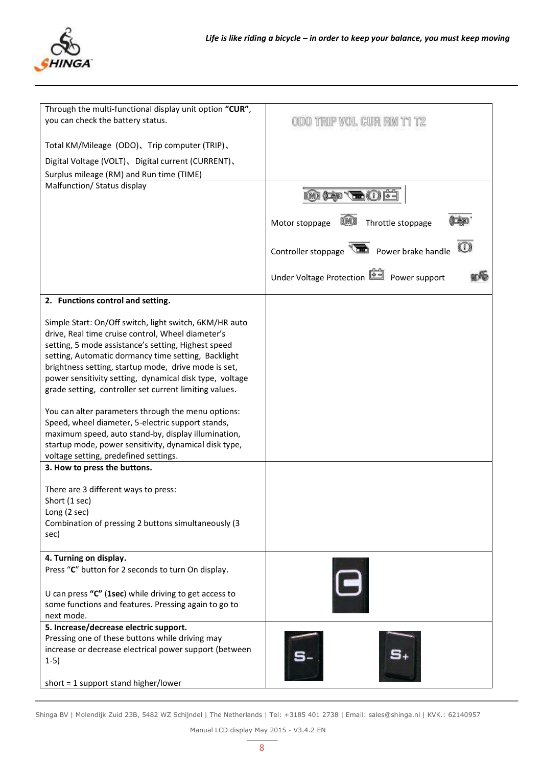| | |
|---|---|
| Through the multi-functional display unit option **"CUR"**, you can check the battery status.<br><br>Total KM/Mileage (ODO)、Trip computer (TRIP)、<br>Digital Voltage (VOLT)、 Digital current (CURRENT)、<br>Surplus mileage (RM) and Run time (TIME) | ODO TRIP VOL CUR RM T1 T2 |
| Malfunction/ Status display | Motor stoppage Throttle stoppage<br><br>Controller stoppage Power brake handle<br><br>Under Voltage Protection Power support |
| **2. Functions control and setting.**<br><br>Simple Start: On/Off switch, light switch, 6KM/HR auto drive, Real time cruise control, Wheel diameter's setting, 5 mode assistance's setting, Highest speed setting, Automatic dormancy time setting, Backlight brightness setting, startup mode, drive mode is set, power sensitivity setting, dynamical disk type, voltage grade setting, controller set current limiting values.<br><br>You can alter parameters through the menu options: Speed, wheel diameter, 5-electric support stands, maximum speed, auto stand-by, display illumination, startup mode, power sensitivity, dynamical disk type, voltage setting, predefined settings. | |
| **3. How to press the buttons.**<br><br>There are 3 different ways to press:<br>Short (1 sec)<br>Long (2 sec)<br>Combination of pressing 2 buttons simultaneously (3 sec) | |
| **4. Turning on display.**<br>Press "**C**" button for 2 seconds to turn On display.<br><br>U can press **"C"** (**1sec**) while driving to get access to some functions and features. Pressing again to go to next mode. | |
| **5. Increase/decrease electric support.**<br>Pressing one of these buttons while driving may increase or decrease electrical power support (between 1-5)<br><br>short = 1 support stand higher/lower | S- S+ |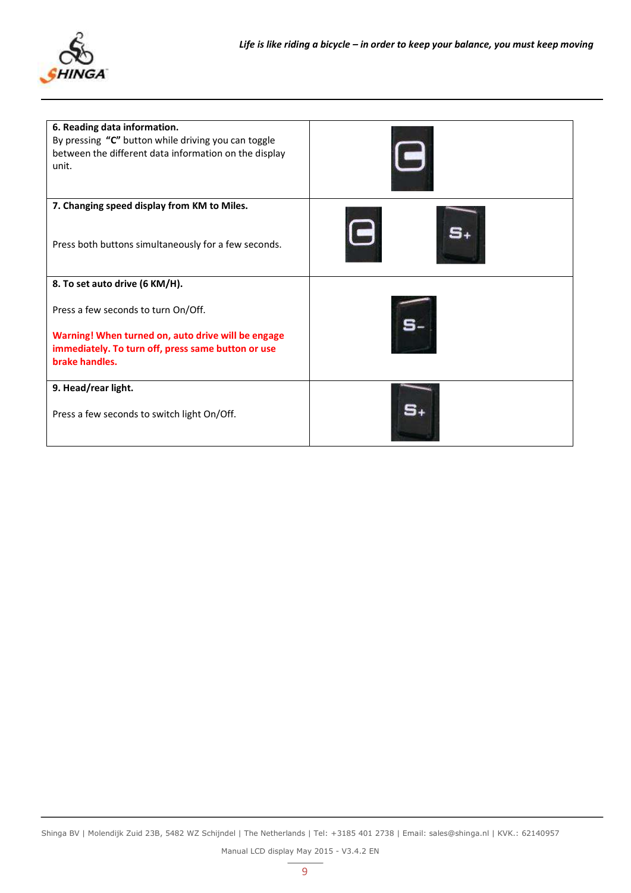| | |
|---|---|
| **6. Reading data information.**<br>By pressing **"C"** button while driving you can toggle between the different data information on the display unit. | C |
| **7. Changing speed display from KM to Miles.**<br><br>Press both buttons simultaneously for a few seconds. | C &nbsp;&nbsp; S+ |
| **8. To set auto drive (6 KM/H).**<br><br>Press a few seconds to turn On/Off.<br><br>**Warning! When turned on, auto drive will be engage immediately. To turn off, press same button or use brake handles.** | S- |
| **9. Head/rear light.**<br><br>Press a few seconds to switch light On/Off. | S+ |

Shinga BV | Molendijk Zuid 23B, 5482 WZ Schijndel | The Netherlands | Tel: +3185 401 2738 | Email: sales@shinga.nl | KVK.: 62140957

Manual LCD display May 2015 - V3.4.2 EN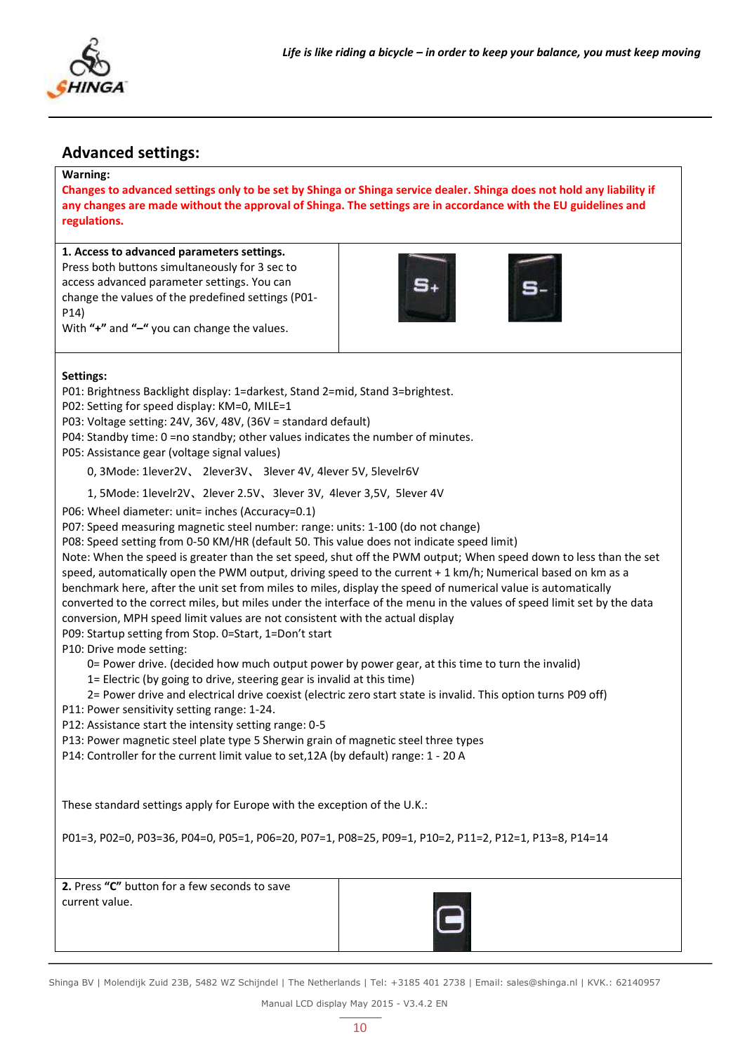## Advanced settings:

**Warning:**

**Changes to advanced settings only to be set by Shinga or Shinga service dealer. Shinga does not hold any liability if any changes are made without the approval of Shinga. The settings are in accordance with the EU guidelines and regulations.**

**1. Access to advanced parameters settings.**
Press both buttons simultaneously for 3 sec to access advanced parameter settings. You can change the values of the predefined settings (P01-P14)
With **"+"** and **"–"** you can change the values.

**Settings:**

P01: Brightness Backlight display: 1=darkest, Stand 2=mid, Stand 3=brightest.
P02: Setting for speed display: KM=0, MILE=1
P03: Voltage setting: 24V, 36V, 48V, (36V = standard default)
P04: Standby time: 0 =no standby; other values indicates the number of minutes.
P05: Assistance gear (voltage signal values)

0, 3Mode: 1lever2V、 2lever3V、 3lever 4V, 4lever 5V, 5levelr6V

1, 5Mode: 1levelr2V、2lever 2.5V、3lever 3V, 4lever 3,5V, 5lever 4V

P06: Wheel diameter: unit= inches (Accuracy=0.1)
P07: Speed measuring magnetic steel number: range: units: 1-100 (do not change)
P08: Speed setting from 0-50 KM/HR (default 50. This value does not indicate speed limit)
Note: When the speed is greater than the set speed, shut off the PWM output; When speed down to less than the set speed, automatically open the PWM output, driving speed to the current + 1 km/h; Numerical based on km as a benchmark here, after the unit set from miles to miles, display the speed of numerical value is automatically converted to the correct miles, but miles under the interface of the menu in the values of speed limit set by the data conversion, MPH speed limit values are not consistent with the actual display
P09: Startup setting from Stop. 0=Start, 1=Don't start
P10: Drive mode setting:

0= Power drive. (decided how much output power by power gear, at this time to turn the invalid)
1= Electric (by going to drive, steering gear is invalid at this time)
2= Power drive and electrical drive coexist (electric zero start state is invalid. This option turns P09 off)

P11: Power sensitivity setting range: 1-24.
P12: Assistance start the intensity setting range: 0-5
P13: Power magnetic steel plate type 5 Sherwin grain of magnetic steel three types
P14: Controller for the current limit value to set,12A (by default) range: 1 - 20 A

These standard settings apply for Europe with the exception of the U.K.:

P01=3, P02=0, P03=36, P04=0, P05=1, P06=20, P07=1, P08=25, P09=1, P10=2, P11=2, P12=1, P13=8, P14=14

**2.** Press **"C"** button for a few seconds to save current value.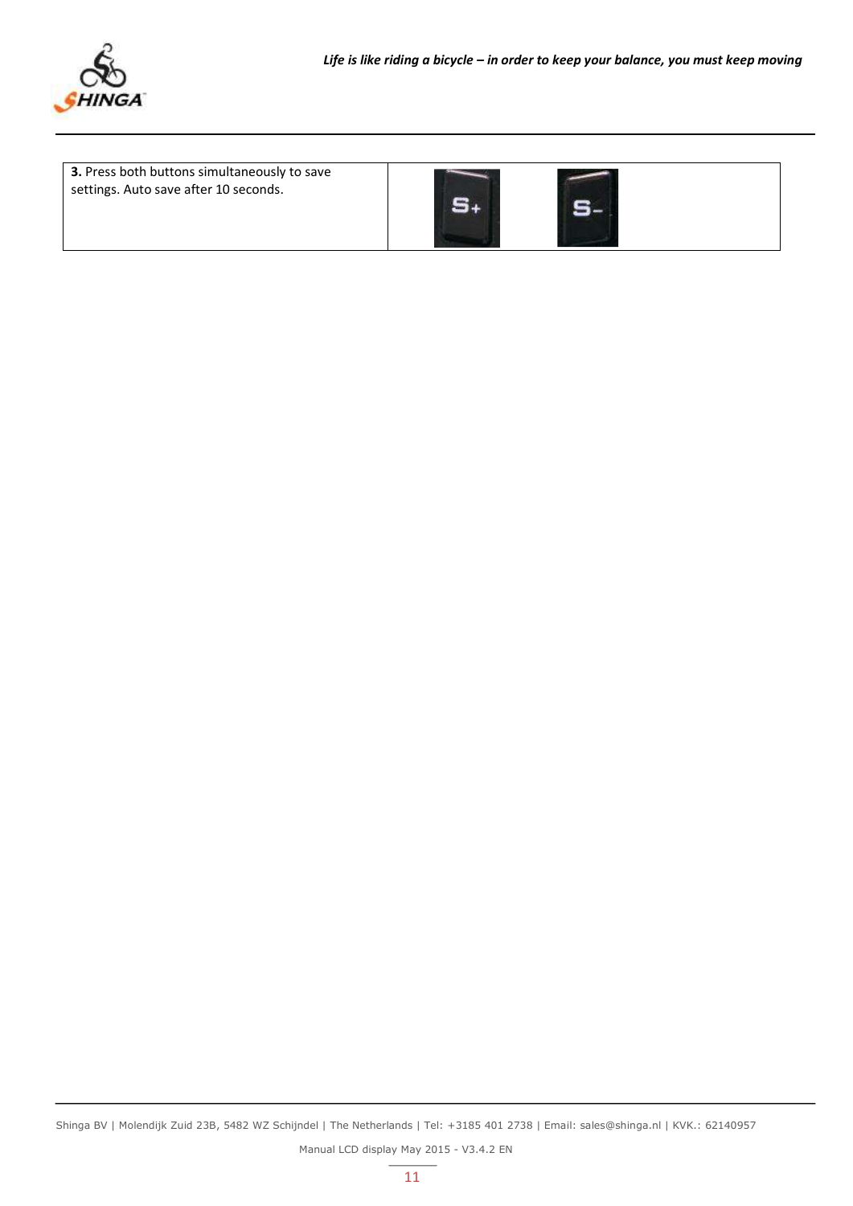| **3.** Press both buttons simultaneously to save settings. Auto save after 10 seconds. | S+ S- |
|---|---|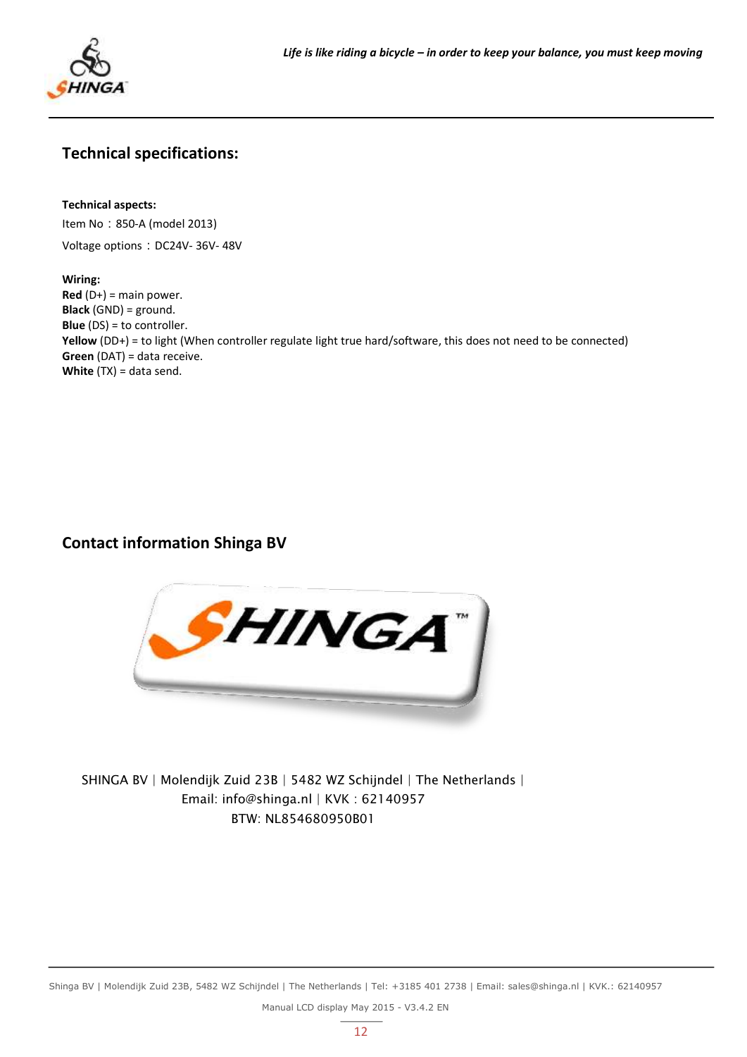## Technical specifications:

**Technical aspects:**

Item No ：850-A (model 2013)

Voltage options ：DC24V- 36V- 48V

**Wiring:**

**Red** (D+) = main power.
**Black** (GND) = ground.
**Blue** (DS) = to controller.
**Yellow** (DD+) = to light (When controller regulate light true hard/software, this does not need to be connected)
**Green** (DAT) = data receive.
**White** (TX) = data send.

## Contact information Shinga BV

SHINGA BV | Molendijk Zuid 23B | 5482 WZ Schijndel | The Netherlands |
Email: info@shinga.nl | KVK : 62140957
BTW: NL854680950B01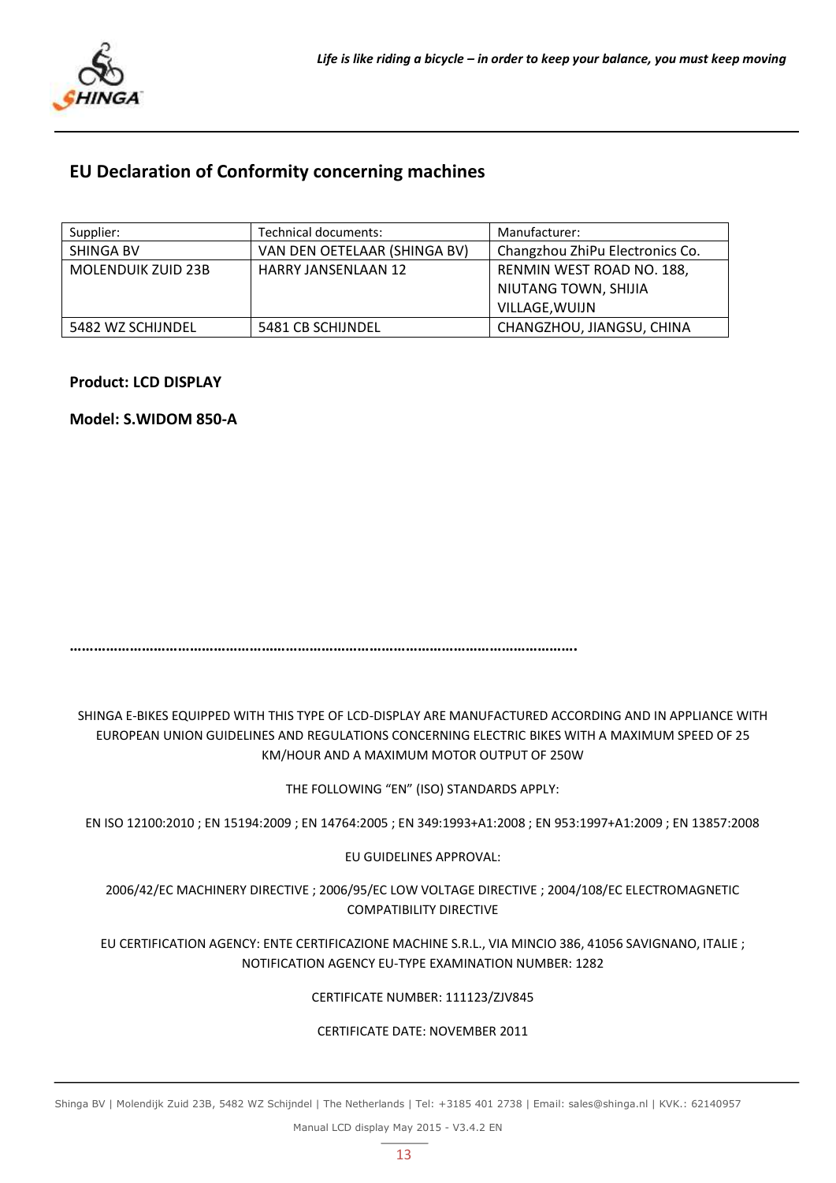## EU Declaration of Conformity concerning machines

| Supplier: | Technical documents: | Manufacturer: |
|---|---|---|
| SHINGA BV | VAN DEN OETELAAR (SHINGA BV) | Changzhou ZhiPu Electronics Co. |
| MOLENDUIK ZUID 23B | HARRY JANSENLAAN 12 | RENMIN WEST ROAD NO. 188, NIUTANG TOWN, SHIJIA VILLAGE,WUIJN |
| 5482 WZ SCHIJNDEL | 5481 CB SCHIJNDEL | CHANGZHOU, JIANGSU, CHINA |

**Product: LCD DISPLAY**

**Model: S.WIDOM 850-A**

**……………………………………………………………………………………………………………….**

SHINGA E-BIKES EQUIPPED WITH THIS TYPE OF LCD-DISPLAY ARE MANUFACTURED ACCORDING AND IN APPLIANCE WITH EUROPEAN UNION GUIDELINES AND REGULATIONS CONCERNING ELECTRIC BIKES WITH A MAXIMUM SPEED OF 25 KM/HOUR AND A MAXIMUM MOTOR OUTPUT OF 250W

THE FOLLOWING "EN" (ISO) STANDARDS APPLY:

EN ISO 12100:2010 ; EN 15194:2009 ; EN 14764:2005 ; EN 349:1993+A1:2008 ; EN 953:1997+A1:2009 ; EN 13857:2008

EU GUIDELINES APPROVAL:

2006/42/EC MACHINERY DIRECTIVE ; 2006/95/EC LOW VOLTAGE DIRECTIVE ; 2004/108/EC ELECTROMAGNETIC COMPATIBILITY DIRECTIVE

EU CERTIFICATION AGENCY: ENTE CERTIFICAZIONE MACHINE S.R.L., VIA MINCIO 386, 41056 SAVIGNANO, ITALIE ; NOTIFICATION AGENCY EU-TYPE EXAMINATION NUMBER: 1282

CERTIFICATE NUMBER: 111123/ZJV845

CERTIFICATE DATE: NOVEMBER 2011